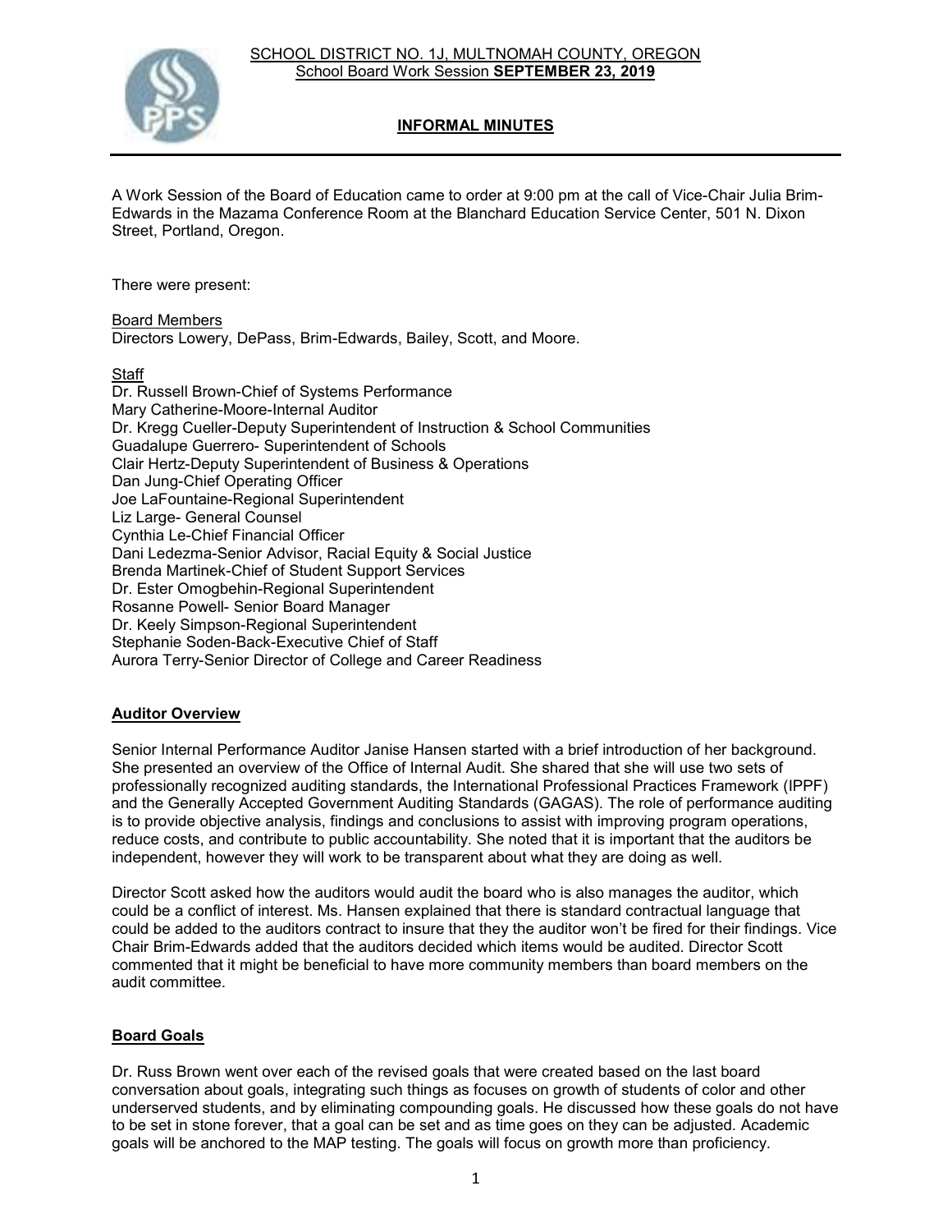SCHOOL DISTRICT NO. 1J, MULTNOMAH COUNTY, OREGON
School Board Work Session **SEPTEMBER 23, 2019**

# INFORMAL MINUTES

A Work Session of the Board of Education came to order at 9:00 pm at the call of Vice-Chair Julia Brim-Edwards in the Mazama Conference Room at the Blanchard Education Service Center, 501 N. Dixon Street, Portland, Oregon.

There were present:

Board Members
Directors Lowery, DePass, Brim-Edwards, Bailey, Scott, and Moore.

Staff
Dr. Russell Brown-Chief of Systems Performance
Mary Catherine-Moore-Internal Auditor
Dr. Kregg Cueller-Deputy Superintendent of Instruction & School Communities
Guadalupe Guerrero- Superintendent of Schools
Clair Hertz-Deputy Superintendent of Business & Operations
Dan Jung-Chief Operating Officer
Joe LaFountaine-Regional Superintendent
Liz Large- General Counsel
Cynthia Le-Chief Financial Officer
Dani Ledezma-Senior Advisor, Racial Equity & Social Justice
Brenda Martinek-Chief of Student Support Services
Dr. Ester Omogbehin-Regional Superintendent
Rosanne Powell- Senior Board Manager
Dr. Keely Simpson-Regional Superintendent
Stephanie Soden-Back-Executive Chief of Staff
Aurora Terry-Senior Director of College and Career Readiness

## Auditor Overview

Senior Internal Performance Auditor Janise Hansen started with a brief introduction of her background. She presented an overview of the Office of Internal Audit. She shared that she will use two sets of professionally recognized auditing standards, the International Professional Practices Framework (IPPF) and the Generally Accepted Government Auditing Standards (GAGAS). The role of performance auditing is to provide objective analysis, findings and conclusions to assist with improving program operations, reduce costs, and contribute to public accountability. She noted that it is important that the auditors be independent, however they will work to be transparent about what they are doing as well.

Director Scott asked how the auditors would audit the board who is also manages the auditor, which could be a conflict of interest. Ms. Hansen explained that there is standard contractual language that could be added to the auditors contract to insure that they the auditor won't be fired for their findings. Vice Chair Brim-Edwards added that the auditors decided which items would be audited. Director Scott commented that it might be beneficial to have more community members than board members on the audit committee.

## Board Goals

Dr. Russ Brown went over each of the revised goals that were created based on the last board conversation about goals, integrating such things as focuses on growth of students of color and other underserved students, and by eliminating compounding goals. He discussed how these goals do not have to be set in stone forever, that a goal can be set and as time goes on they can be adjusted. Academic goals will be anchored to the MAP testing. The goals will focus on growth more than proficiency.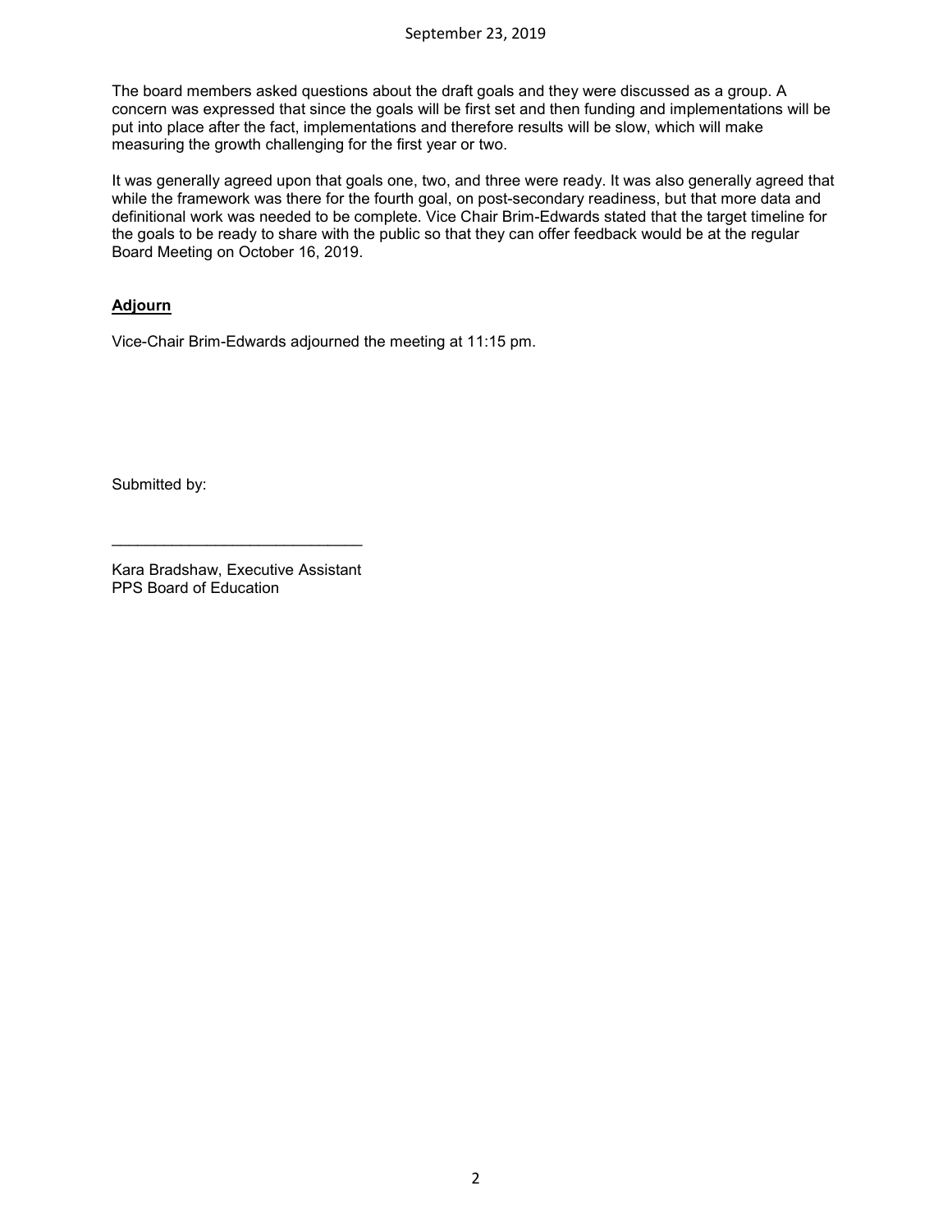The board members asked questions about the draft goals and they were discussed as a group. A concern was expressed that since the goals will be first set and then funding and implementations will be put into place after the fact, implementations and therefore results will be slow, which will make measuring the growth challenging for the first year or two.

It was generally agreed upon that goals one, two, and three were ready. It was also generally agreed that while the framework was there for the fourth goal, on post-secondary readiness, but that more data and definitional work was needed to be complete. Vice Chair Brim-Edwards stated that the target timeline for the goals to be ready to share with the public so that they can offer feedback would be at the regular Board Meeting on October 16, 2019.

## Adjourn

Vice-Chair Brim-Edwards adjourned the meeting at 11:15 pm.

Submitted by:

\_\_\_\_\_\_\_\_\_\_\_\_\_\_\_\_\_\_\_\_\_\_\_\_\_\_\_\_\_\_

Kara Bradshaw, Executive Assistant
PPS Board of Education